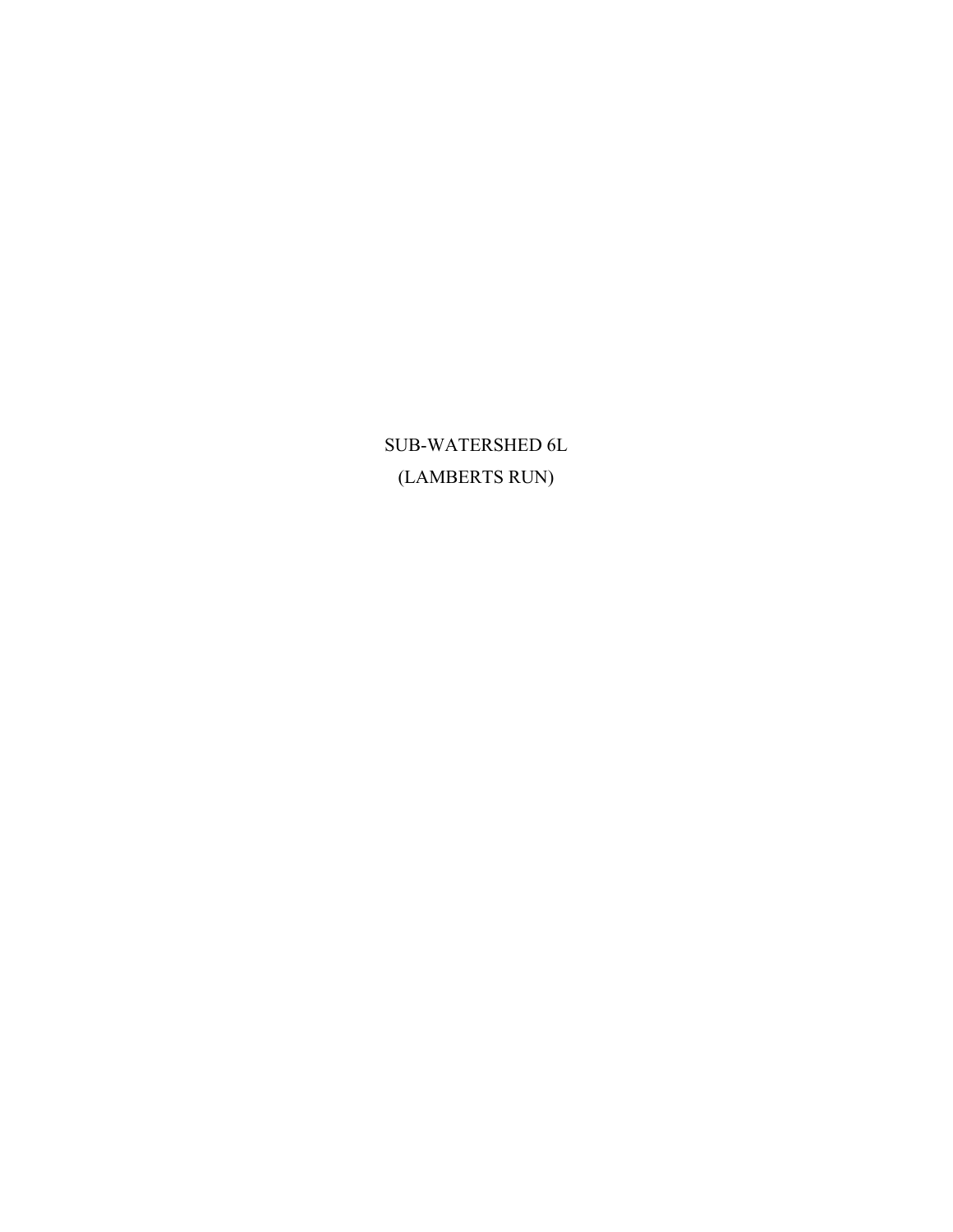# SUB-WATERSHED 6L
# (LAMBERTS RUN)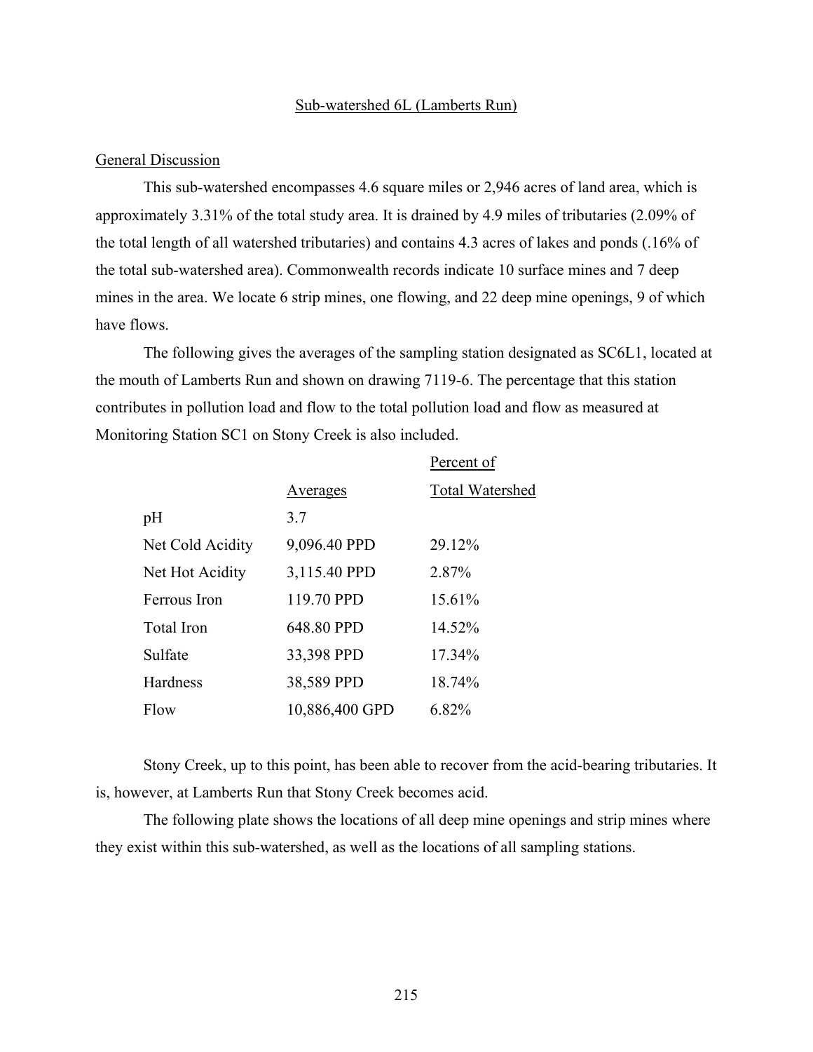## Sub-watershed 6L (Lamberts Run)

### General Discussion

This sub-watershed encompasses 4.6 square miles or 2,946 acres of land area, which is approximately 3.31% of the total study area. It is drained by 4.9 miles of tributaries (2.09% of the total length of all watershed tributaries) and contains 4.3 acres of lakes and ponds (.16% of the total sub-watershed area). Commonwealth records indicate 10 surface mines and 7 deep mines in the area. We locate 6 strip mines, one flowing, and 22 deep mine openings, 9 of which have flows.

The following gives the averages of the sampling station designated as SC6L1, located at the mouth of Lamberts Run and shown on drawing 7119-6. The percentage that this station contributes in pollution load and flow to the total pollution load and flow as measured at Monitoring Station SC1 on Stony Creek is also included.

| | Averages | Percent of Total Watershed |
|---|---|---|
| pH | 3.7 | |
| Net Cold Acidity | 9,096.40 PPD | 29.12% |
| Net Hot Acidity | 3,115.40 PPD | 2.87% |
| Ferrous Iron | 119.70 PPD | 15.61% |
| Total Iron | 648.80 PPD | 14.52% |
| Sulfate | 33,398 PPD | 17.34% |
| Hardness | 38,589 PPD | 18.74% |
| Flow | 10,886,400 GPD | 6.82% |

Stony Creek, up to this point, has been able to recover from the acid-bearing tributaries. It is, however, at Lamberts Run that Stony Creek becomes acid.

The following plate shows the locations of all deep mine openings and strip mines where they exist within this sub-watershed, as well as the locations of all sampling stations.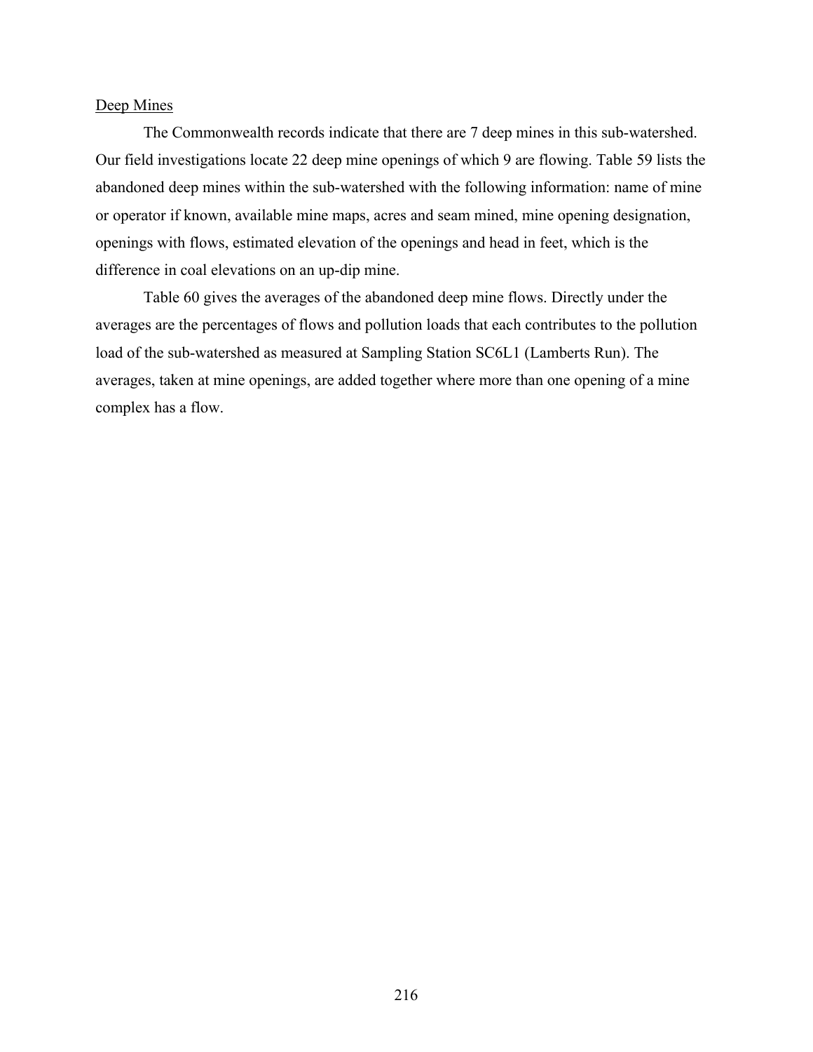Deep Mines

The Commonwealth records indicate that there are 7 deep mines in this sub-watershed. Our field investigations locate 22 deep mine openings of which 9 are flowing. Table 59 lists the abandoned deep mines within the sub-watershed with the following information: name of mine or operator if known, available mine maps, acres and seam mined, mine opening designation, openings with flows, estimated elevation of the openings and head in feet, which is the difference in coal elevations on an up-dip mine.

Table 60 gives the averages of the abandoned deep mine flows. Directly under the averages are the percentages of flows and pollution loads that each contributes to the pollution load of the sub-watershed as measured at Sampling Station SC6L1 (Lamberts Run). The averages, taken at mine openings, are added together where more than one opening of a mine complex has a flow.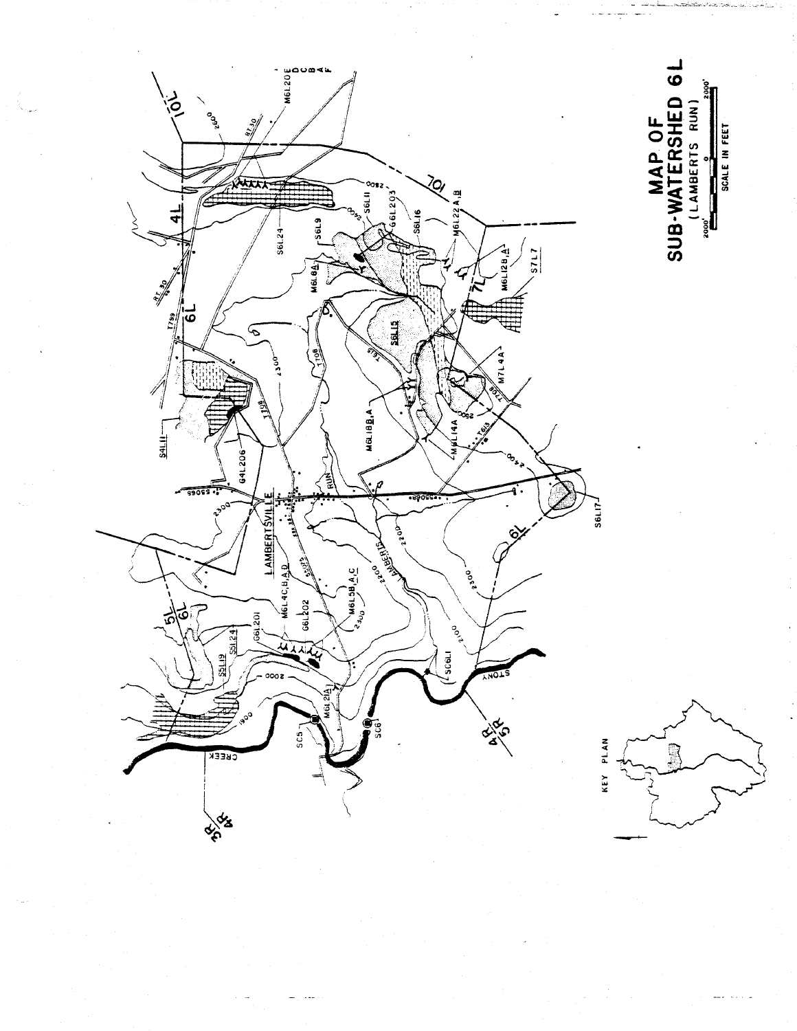# MAP OF SUB-WATERSHED 6L

(LAMBERTS RUN)

2000' 0 2000'

SCALE IN FEET

KEY PLAN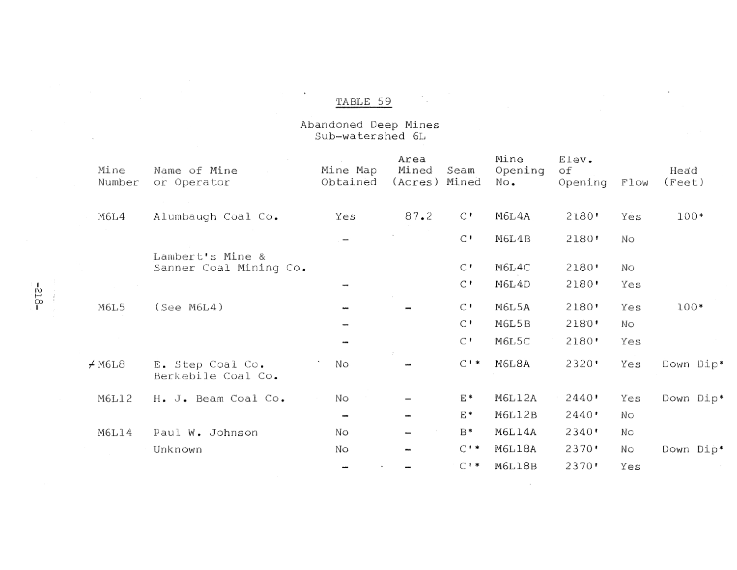# TABLE 59

Abandoned Deep Mines
Sub-watershed 6L

| Mine Number | Name of Mine or Operator | Mine Map Obtained | Area Mined (Acres) | Seam Mined | Mine Opening No. | Elev. of Opening | Flow | Head (Feet) |
|---|---|---|---|---|---|---|---|---|
| M6L4 | Alumbaugh Coal Co. | Yes | 87.2 | C' | M6L4A | 2180' | Yes | 100* |
| | | – | | C' | M6L4B | 2180' | No | |
| | Lambert's Mine & Sanner Coal Mining Co. | | | C' | M6L4C | 2180' | No | |
| | | – | | C' | M6L4D | 2180' | Yes | |
| M6L5 | (See M6L4) | – | – | C' | M6L5A | 2180' | Yes | 100* |
| | | – | | C' | M6L5B | 2180' | No | |
| | | – | | C' | M6L5C | 2180' | Yes | |
| ≠ M6L8 | E. Step Coal Co. Berkebile Coal Co. | No | – | C'* | M6L8A | 2320' | Yes | Down Dip* |
| M6L12 | H. J. Beam Coal Co. | No | – | E* | M6L12A | 2440' | Yes | Down Dip* |
| | | – | – | E* | M6L12B | 2440' | No | |
| M6L14 | Paul W. Johnson | No | – | B* | M6L14A | 2340' | No | |
| | Unknown | No | – | C'* | M6L18A | 2370' | No | Down Dip* |
| | | – | – | C'* | M6L18B | 2370' | Yes | |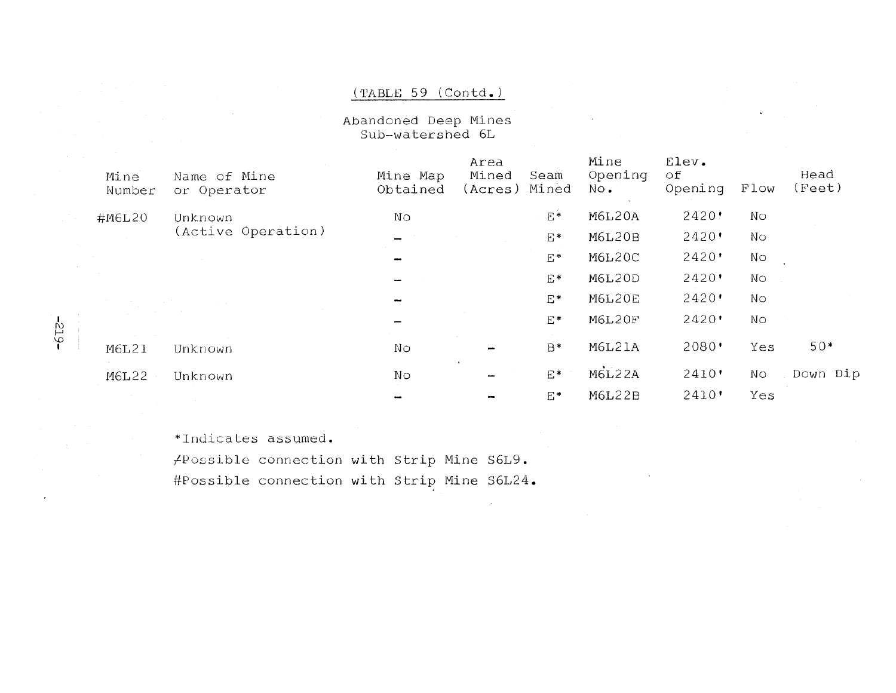(TABLE 59 (Contd.)

Abandoned Deep Mines
Sub-watershed 6L

| Mine Number | Name of Mine or Operator | Mine Map Obtained | Area Mined (Acres) | Seam Mined | Mine Opening No. | Elev. of Opening | Flow | Head (Feet) |
|---|---|---|---|---|---|---|---|---|
| #M6L20 | Unknown (Active Operation) | No | | E* | M6L20A | 2420' | No | |
| | | – | | E* | M6L20B | 2420' | No | |
| | | – | | E* | M6L20C | 2420' | No | |
| | | – | | E* | M6L20D | 2420' | No | |
| | | – | | E* | M6L20E | 2420' | No | |
| | | – | | E* | M6L20F | 2420' | No | |
| M6L21 | Unknown | No | – | B* | M6L21A | 2080' | Yes | 50* |
| M6L22 | Unknown | No | – | E* | M6L22A | 2410' | No | Down Dip |
| | | – | – | E* | M6L22B | 2410' | Yes | |

*Indicates assumed.

≠Possible connection with Strip Mine S6L9.

#Possible connection with Strip Mine S6L24.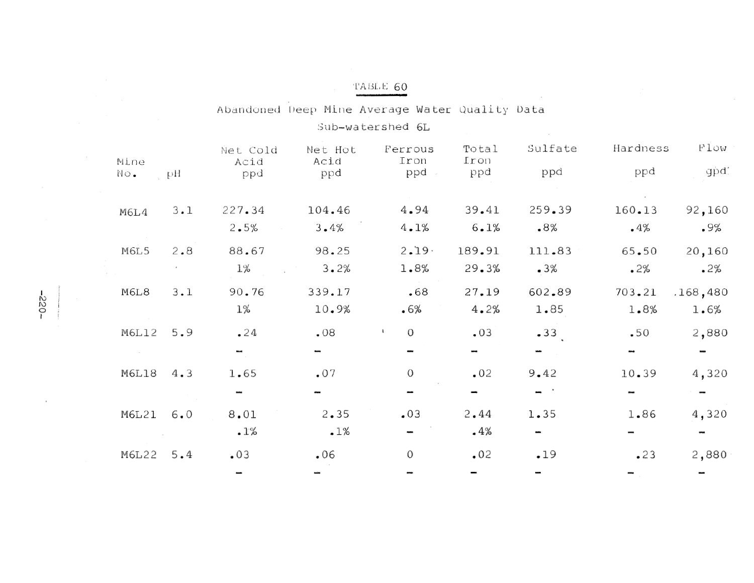# TABLE 60

## Abandoned Deep Mine Average Water Quality Data

### Sub-watershed 6L

| Mine No. | pH | Net Cold Acid ppd | Net Hot Acid ppd | Ferrous Iron ppd | Total Iron ppd | Sulfate ppd | Hardness ppd | Flow gpd |
|---|---|---|---|---|---|---|---|---|
| M6L4 | 3.1 | 227.34 | 104.46 | 4.94 | 39.41 | 259.39 | 160.13 | 92,160 |
| | | 2.5% | 3.4% | 4.1% | 6.1% | .8% | .4% | .9% |
| M6L5 | 2.8 | 88.67 | 98.25 | 2.19 | 189.91 | 111.83 | 65.50 | 20,160 |
| | | 1% | 3.2% | 1.8% | 29.3% | .3% | .2% | .2% |
| M6L8 | 3.1 | 90.76 | 339.17 | .68 | 27.19 | 602.89 | 703.21 | 168,480 |
| | | 1% | 10.9% | .6% | 4.2% | 1.85 | 1.8% | 1.6% |
| M6L12 | 5.9 | .24 | .08 | 0 | .03 | .33 | .50 | 2,880 |
| | | - | - | - | - | - | - | - |
| M6L18 | 4.3 | 1.65 | .07 | 0 | .02 | 9.42 | 10.39 | 4,320 |
| | | - | - | - | - | - | - | - |
| M6L21 | 6.0 | 8.01 | 2.35 | .03 | 2.44 | 1.35 | 1.86 | 4,320 |
| | | .1% | .1% | - | .4% | - | - | - |
| M6L22 | 5.4 | .03 | .06 | 0 | .02 | .19 | .23 | 2,880 |
| | | - | - | - | - | - | - | - |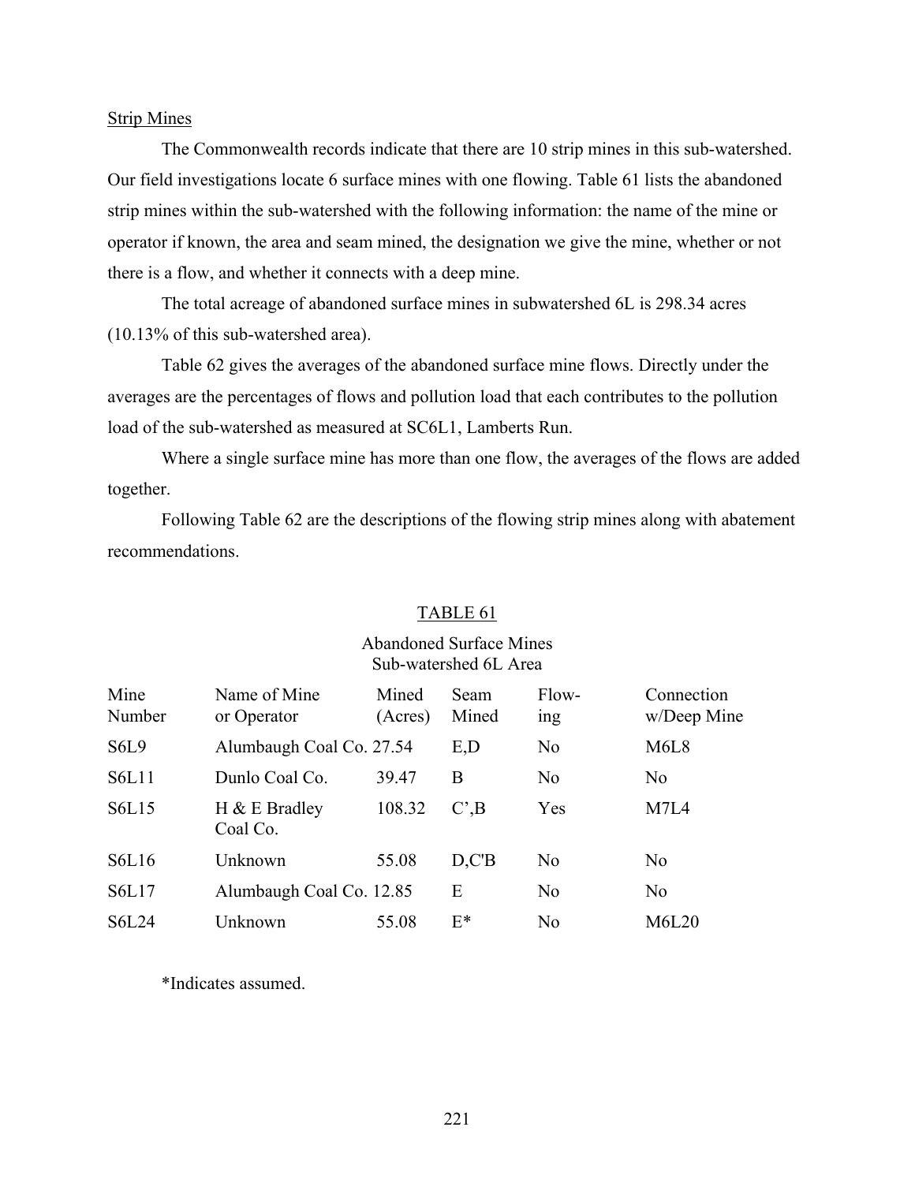Strip Mines

The Commonwealth records indicate that there are 10 strip mines in this sub-watershed. Our field investigations locate 6 surface mines with one flowing. Table 61 lists the abandoned strip mines within the sub-watershed with the following information: the name of the mine or operator if known, the area and seam mined, the designation we give the mine, whether or not there is a flow, and whether it connects with a deep mine.

The total acreage of abandoned surface mines in subwatershed 6L is 298.34 acres (10.13% of this sub-watershed area).

Table 62 gives the averages of the abandoned surface mine flows. Directly under the averages are the percentages of flows and pollution load that each contributes to the pollution load of the sub-watershed as measured at SC6L1, Lamberts Run.

Where a single surface mine has more than one flow, the averages of the flows are added together.

Following Table 62 are the descriptions of the flowing strip mines along with abatement recommendations.

TABLE 61

Abandoned Surface Mines
Sub-watershed 6L Area

| Mine Number | Name of Mine or Operator | Mined (Acres) | Seam Mined | Flow-ing | Connection w/Deep Mine |
|---|---|---|---|---|---|
| S6L9 | Alumbaugh Coal Co. | 27.54 | E,D | No | M6L8 |
| S6L11 | Dunlo Coal Co. | 39.47 | B | No | No |
| S6L15 | H & E Bradley Coal Co. | 108.32 | C',B | Yes | M7L4 |
| S6L16 | Unknown | 55.08 | D,C'B | No | No |
| S6L17 | Alumbaugh Coal Co. | 12.85 | E | No | No |
| S6L24 | Unknown | 55.08 | E* | No | M6L20 |

*Indicates assumed.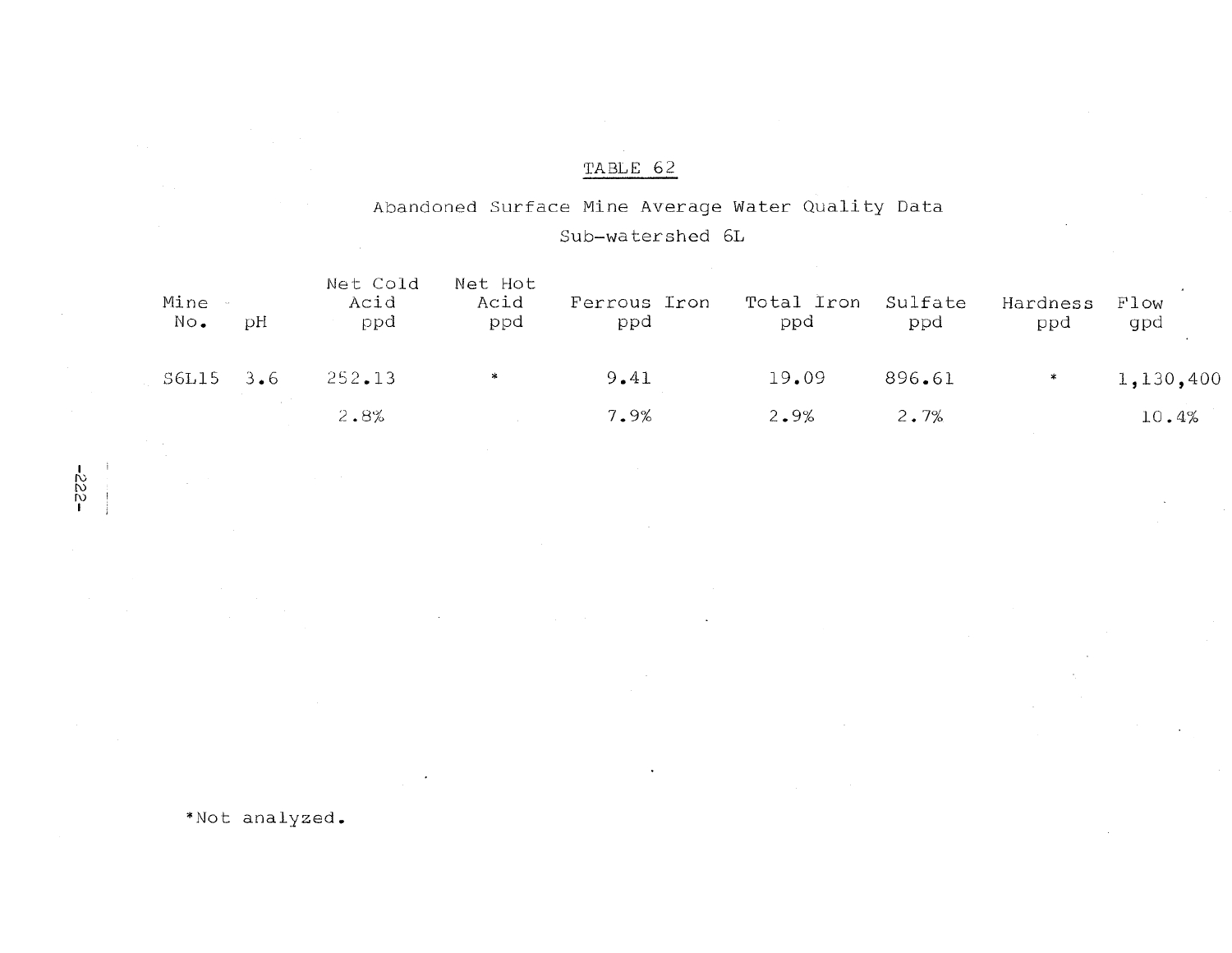## TABLE 62

Abandoned Surface Mine Average Water Quality Data

Sub-watershed 6L

| Mine No. | pH | Net Cold Acid ppd | Net Hot Acid ppd | Ferrous Iron ppd | Total Iron ppd | Sulfate ppd | Hardness ppd | Flow gpd |
|---|---|---|---|---|---|---|---|---|
| S6L15 | 3.6 | 252.13 | * | 9.41 | 19.09 | 896.61 | * | 1,130,400 |
| | | 2.8% | | 7.9% | 2.9% | 2.7% | | 10.4% |

*Not analyzed.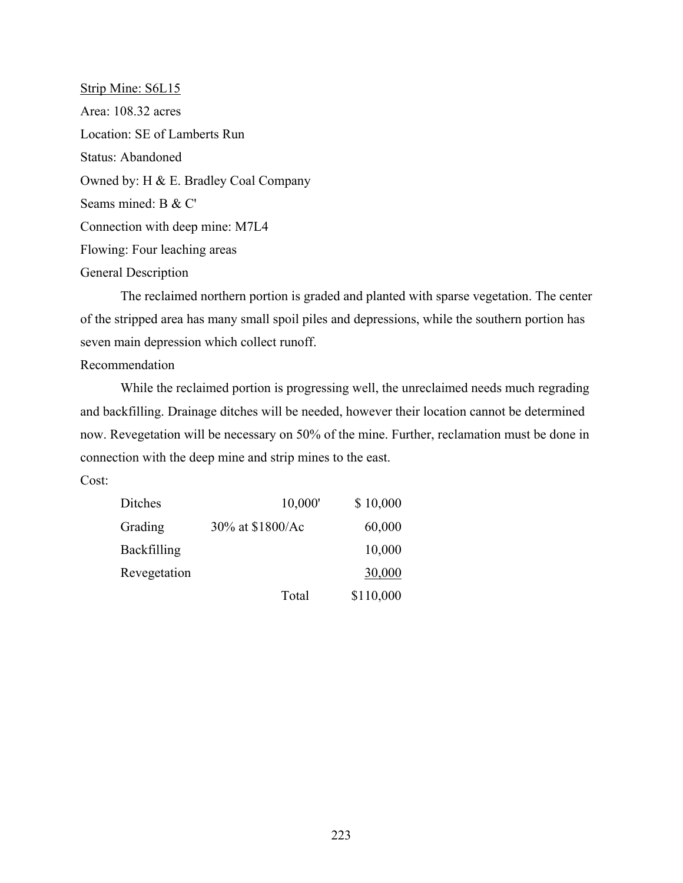Strip Mine: S6L15

Area: 108.32 acres

Location: SE of Lamberts Run

Status: Abandoned

Owned by: H & E. Bradley Coal Company

Seams mined: B & C'

Connection with deep mine: M7L4

Flowing: Four leaching areas

General Description

The reclaimed northern portion is graded and planted with sparse vegetation. The center of the stripped area has many small spoil piles and depressions, while the southern portion has seven main depression which collect runoff.

Recommendation

While the reclaimed portion is progressing well, the unreclaimed needs much regrading and backfilling. Drainage ditches will be needed, however their location cannot be determined now. Revegetation will be necessary on 50% of the mine. Further, reclamation must be done in connection with the deep mine and strip mines to the east.

Cost:

| | | |
|---|---|---|
| Ditches | 10,000' | $ 10,000 |
| Grading | 30% at $1800/Ac | 60,000 |
| Backfilling | | 10,000 |
| Revegetation | | 30,000 |
| | Total | $110,000 |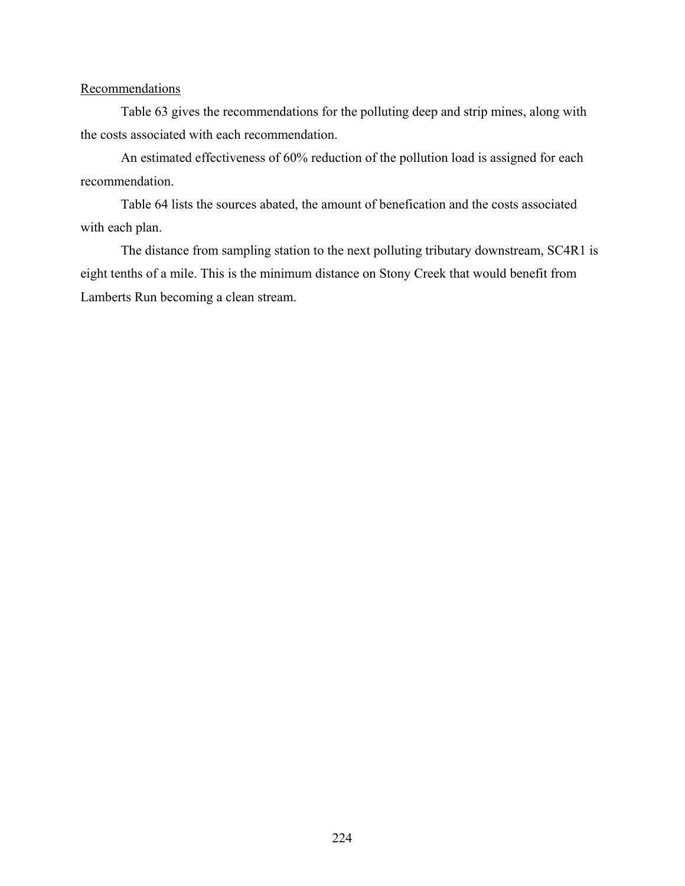Recommendations

Table 63 gives the recommendations for the polluting deep and strip mines, along with the costs associated with each recommendation.

An estimated effectiveness of 60% reduction of the pollution load is assigned for each recommendation.

Table 64 lists the sources abated, the amount of benefication and the costs associated with each plan.

The distance from sampling station to the next polluting tributary downstream, SC4R1 is eight tenths of a mile. This is the minimum distance on Stony Creek that would benefit from Lamberts Run becoming a clean stream.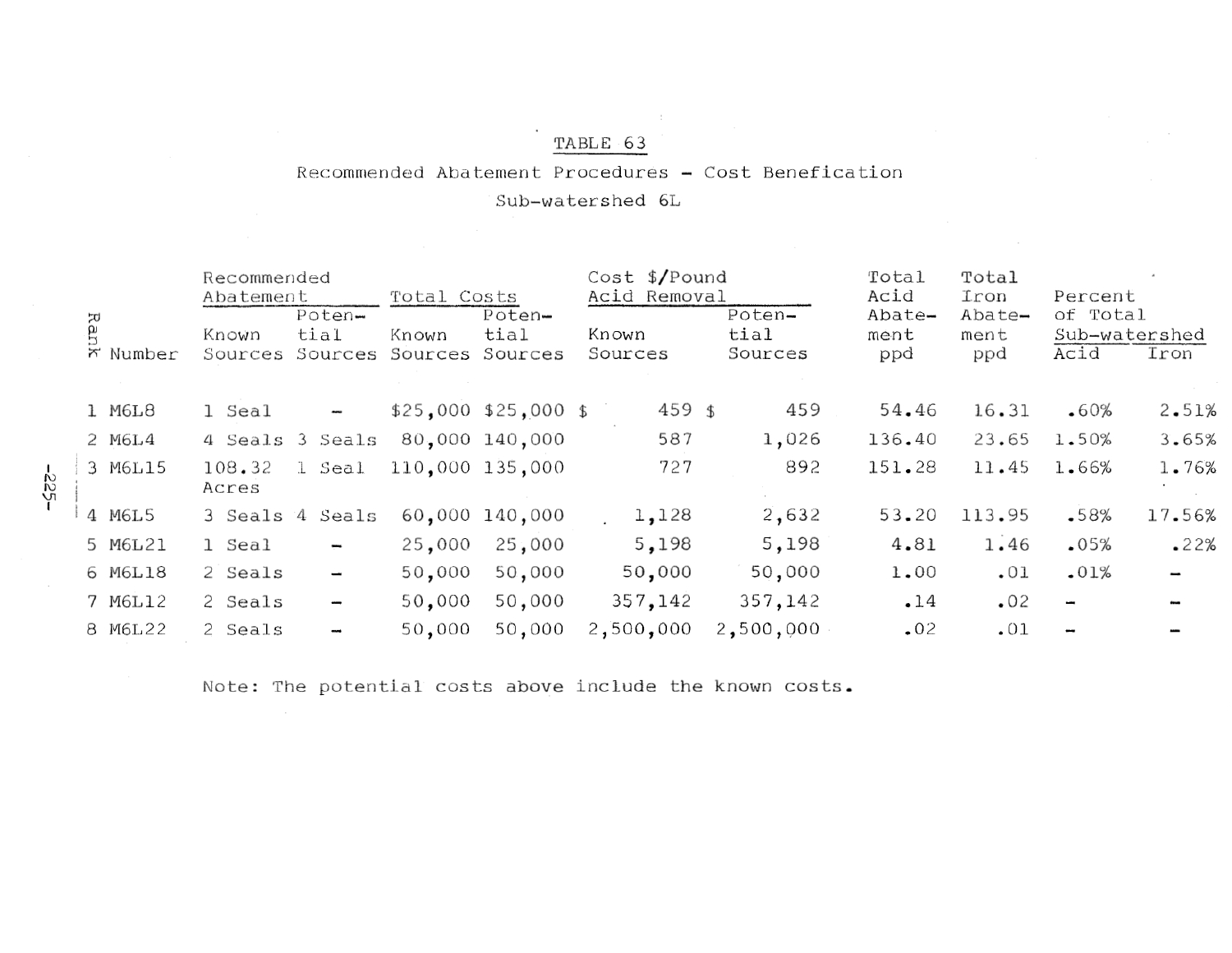TABLE 63

Recommended Abatement Procedures - Cost Benefication

Sub-watershed 6L

| Rank | Number | Recommended Abatement | | Total Costs | | Cost $/Pound Acid Removal | | Total Acid Abatement ppd | Total Iron Abatement ppd | Percent of Total Sub-watershed | |
|---|---|---|---|---|---|---|---|---|---|---|---|
| | | Known Sources | Potential Sources | Known Sources | Potential Sources | Known Sources | Potential Sources | | | Acid | Iron |
| 1 | M6L8 | 1 Seal | - | $25,000 | $25,000 | $ 459 | $ 459 | 54.46 | 16.31 | .60% | 2.51% |
| 2 | M6L4 | 4 Seals | 3 Seals | 80,000 | 140,000 | 587 | 1,026 | 136.40 | 23.65 | 1.50% | 3.65% |
| 3 | M6L15 | 108.32 Acres | 1 Seal | 110,000 | 135,000 | 727 | 892 | 151.28 | 11.45 | 1.66% | 1.76% |
| 4 | M6L5 | 3 Seals | 4 Seals | 60,000 | 140,000 | 1,128 | 2,632 | 53.20 | 113.95 | .58% | 17.56% |
| 5 | M6L21 | 1 Seal | - | 25,000 | 25,000 | 5,198 | 5,198 | 4.81 | 1.46 | .05% | .22% |
| 6 | M6L18 | 2 Seals | - | 50,000 | 50,000 | 50,000 | 50,000 | 1.00 | .01 | .01% | - |
| 7 | M6L12 | 2 Seals | - | 50,000 | 50,000 | 357,142 | 357,142 | .14 | .02 | - | - |
| 8 | M6L22 | 2 Seals | - | 50,000 | 50,000 | 2,500,000 | 2,500,000 | .02 | .01 | - | - |

Note: The potential costs above include the known costs.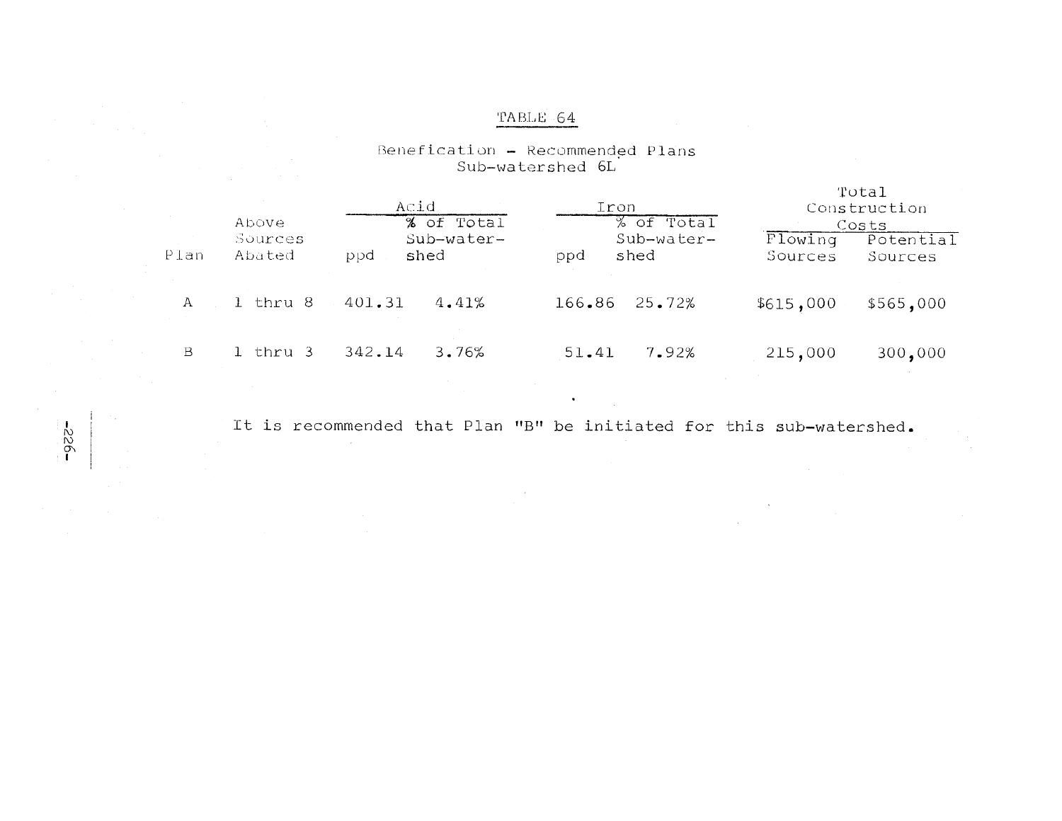## TABLE 64

Benefication – Recommended Plans
Sub-watershed 6L

| Plan | Above Sources Abated | Acid | | Iron | | Total Construction Costs | |
|---|---|---|---|---|---|---|---|
| | | ppd | % of Total Sub-watershed | ppd | % of Total Sub-watershed | Flowing Sources | Potential Sources |
| A | 1 thru 8 | 401.31 | 4.41% | 166.86 | 25.72% | $615,000 | $565,000 |
| B | 1 thru 3 | 342.14 | 3.76% | 51.41 | 7.92% | 215,000 | 300,000 |

It is recommended that Plan "B" be initiated for this sub-watershed.